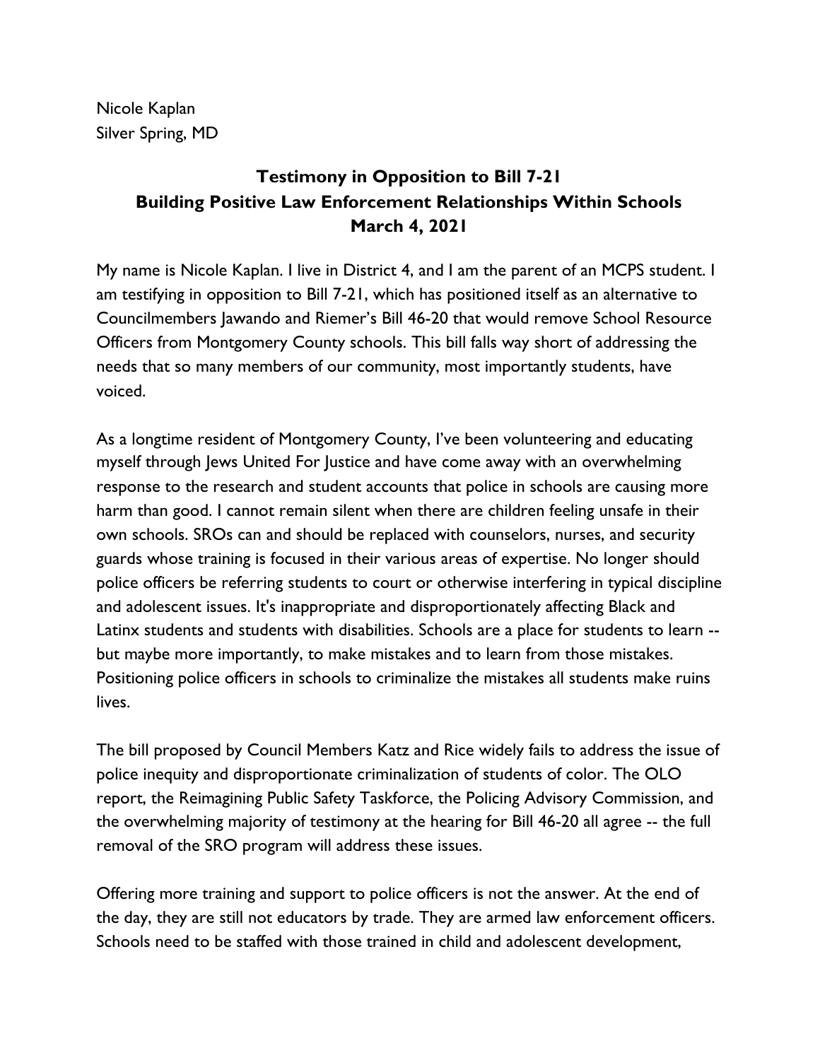Nicole Kaplan
Silver Spring, MD

# Testimony in Opposition to Bill 7-21
## Building Positive Law Enforcement Relationships Within Schools
### March 4, 2021

My name is Nicole Kaplan. I live in District 4, and I am the parent of an MCPS student. I am testifying in opposition to Bill 7-21, which has positioned itself as an alternative to Councilmembers Jawando and Riemer's Bill 46-20 that would remove School Resource Officers from Montgomery County schools. This bill falls way short of addressing the needs that so many members of our community, most importantly students, have voiced.

As a longtime resident of Montgomery County, I've been volunteering and educating myself through Jews United For Justice and have come away with an overwhelming response to the research and student accounts that police in schools are causing more harm than good. I cannot remain silent when there are children feeling unsafe in their own schools. SROs can and should be replaced with counselors, nurses, and security guards whose training is focused in their various areas of expertise. No longer should police officers be referring students to court or otherwise interfering in typical discipline and adolescent issues. It's inappropriate and disproportionately affecting Black and Latinx students and students with disabilities. Schools are a place for students to learn -- but maybe more importantly, to make mistakes and to learn from those mistakes. Positioning police officers in schools to criminalize the mistakes all students make ruins lives.

The bill proposed by Council Members Katz and Rice widely fails to address the issue of police inequity and disproportionate criminalization of students of color. The OLO report, the Reimagining Public Safety Taskforce, the Policing Advisory Commission, and the overwhelming majority of testimony at the hearing for Bill 46-20 all agree -- the full removal of the SRO program will address these issues.

Offering more training and support to police officers is not the answer. At the end of the day, they are still not educators by trade. They are armed law enforcement officers. Schools need to be staffed with those trained in child and adolescent development,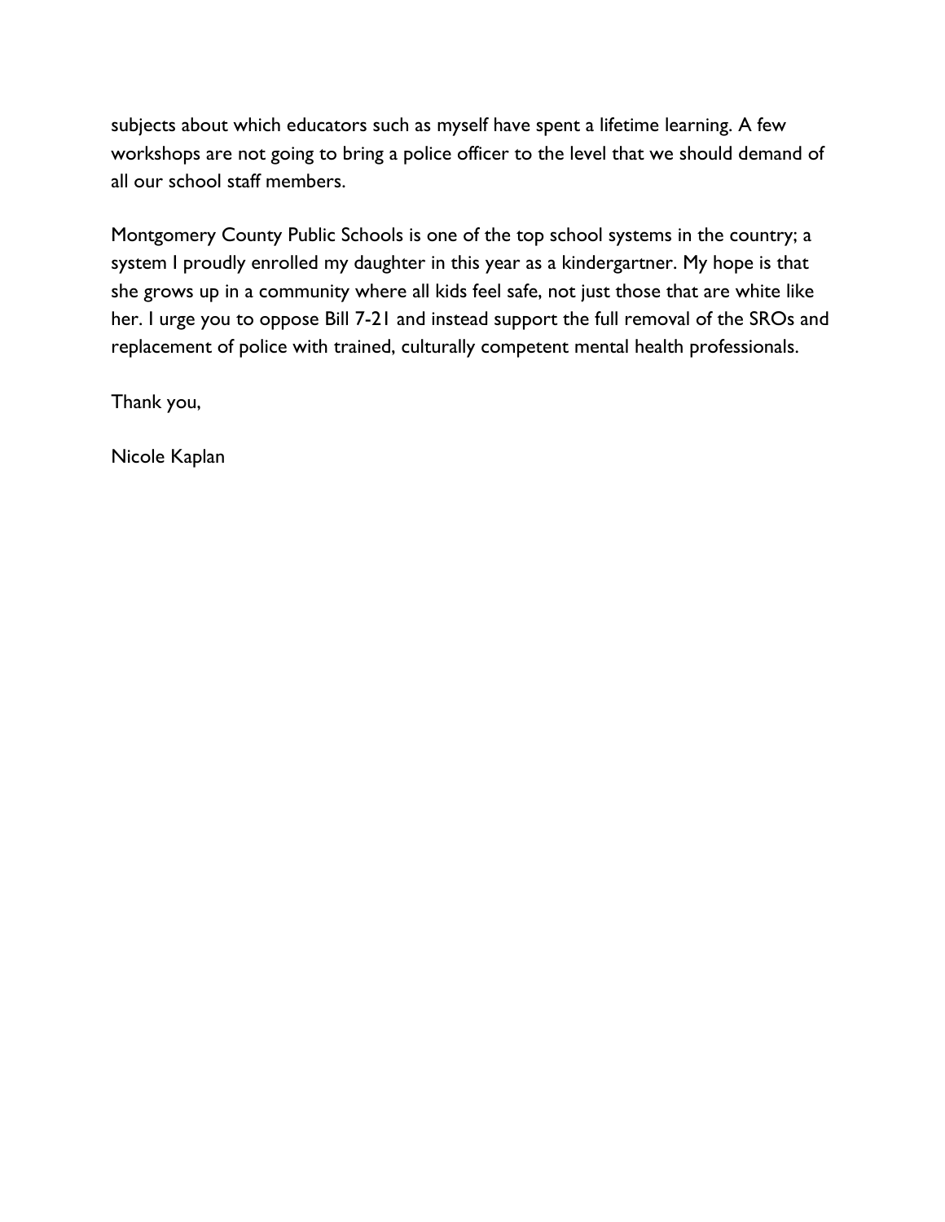subjects about which educators such as myself have spent a lifetime learning. A few workshops are not going to bring a police officer to the level that we should demand of all our school staff members.

Montgomery County Public Schools is one of the top school systems in the country; a system I proudly enrolled my daughter in this year as a kindergartner. My hope is that she grows up in a community where all kids feel safe, not just those that are white like her. I urge you to oppose Bill 7-21 and instead support the full removal of the SROs and replacement of police with trained, culturally competent mental health professionals.

Thank you,

Nicole Kaplan